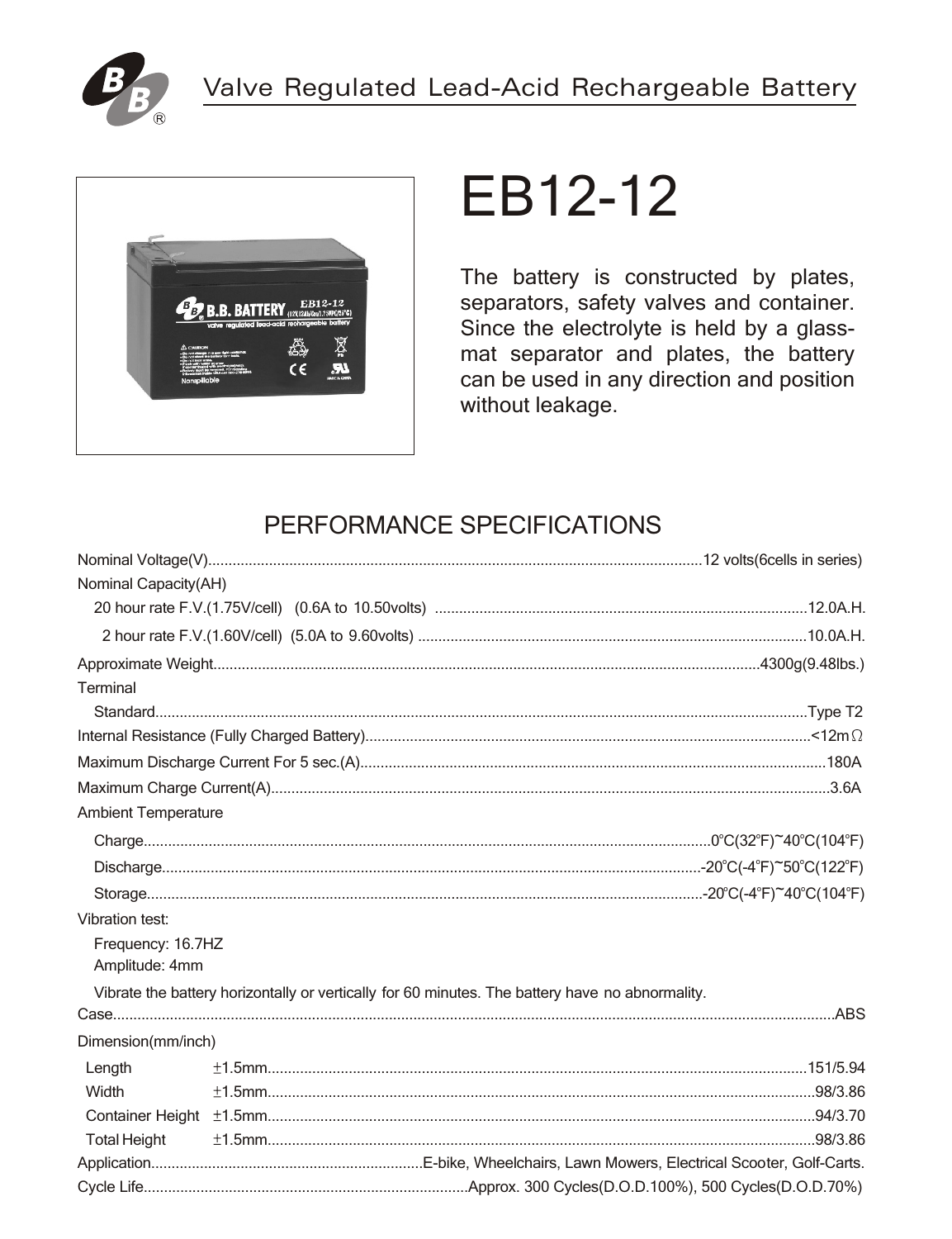Valve Regulated Lead-Acid Rechargeable Battery

# EB12-12

The battery is constructed by plates, separators, safety valves and container. Since the electrolyte is held by a glass-mat separator and plates, the battery can be used in any direction and position without leakage.

## PERFORMANCE SPECIFICATIONS

Nominal Voltage(V)........12 volts(6cells in series)

Nominal Capacity(AH)

- 20 hour rate F.V.(1.75V/cell) (0.6A to 10.50volts) ........12.0A.H.
- 2 hour rate F.V.(1.60V/cell) (5.0A to 9.60volts) ........10.0A.H.

Approximate Weight........4300g(9.48lbs.)

Terminal

- Standard........Type T2

Internal Resistance (Fully Charged Battery)........<12mΩ

Maximum Discharge Current For 5 sec.(A)........180A

Maximum Charge Current(A)........3.6A

Ambient Temperature

- Charge........0°C(32°F)~40°C(104°F)
- Discharge........-20°C(-4°F)~50°C(122°F)
- Storage........-20°C(-4°F)~40°C(104°F)

Vibration test:

Frequency: 16.7HZ
Amplitude: 4mm

Vibrate the battery horizontally or vertically for 60 minutes. The battery have no abnormality.

Case........ABS

Dimension(mm/inch)

| | Tolerance | mm/inch |
|---|---|---|
| Length | ±1.5mm | 151/5.94 |
| Width | ±1.5mm | 98/3.86 |
| Container Height | ±1.5mm | 94/3.70 |
| Total Height | ±1.5mm | 98/3.86 |

Application........E-bike, Wheelchairs, Lawn Mowers, Electrical Scooter, Golf-Carts.

Cycle Life........Approx. 300 Cycles(D.O.D.100%), 500 Cycles(D.O.D.70%)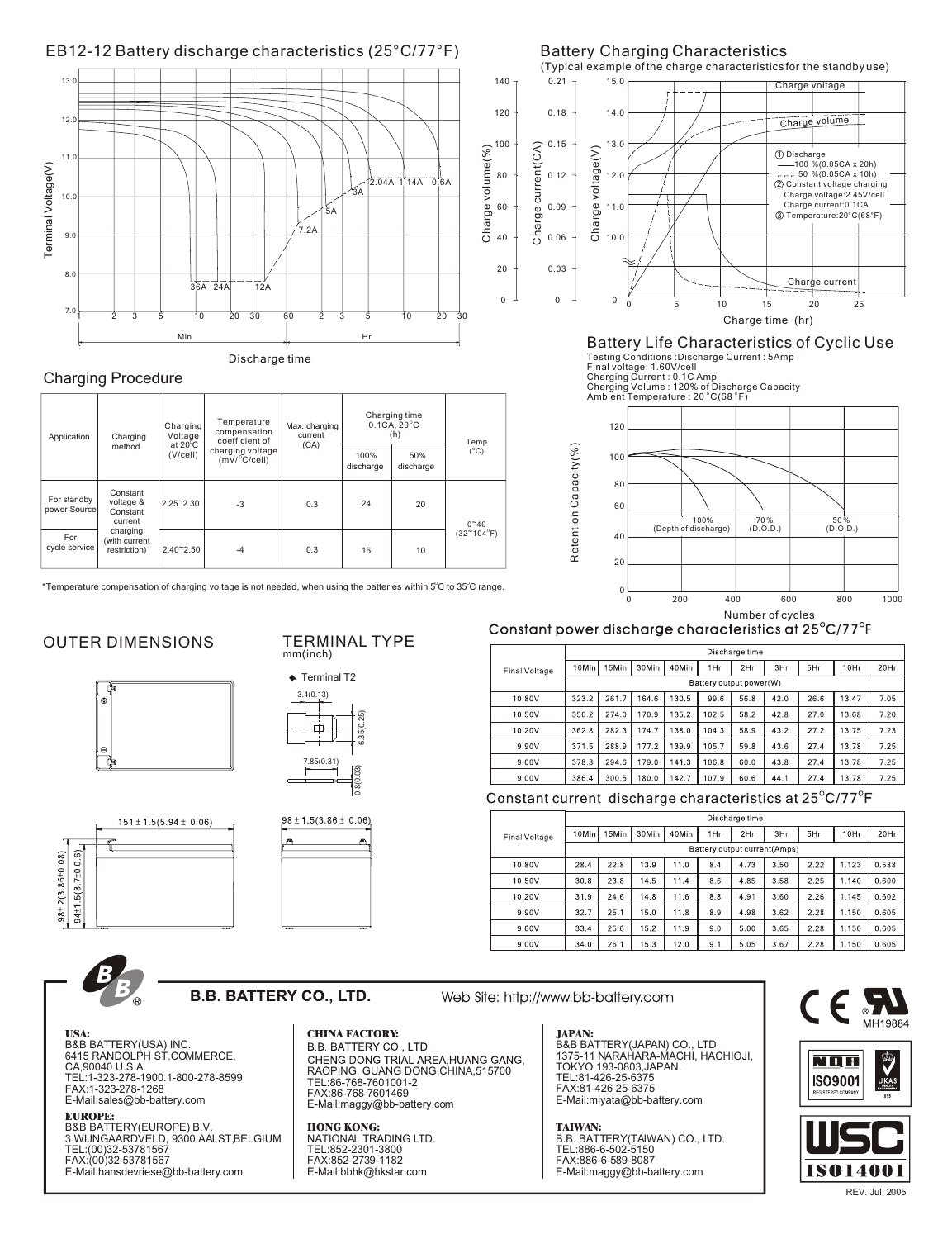## EB12-12 Battery discharge characteristics (25°C/77°F)

Terminal Voltage(V)

13.0
12.0
11.0
10.0
9.0
8.0
7.0

1 2 3 5 10 20 30 60 2 3 5 10 20 30

Min | Hr

Discharge time

36A 24A 12A 7.2A 5A 3A 2.04A 1.14A 0.6A

## Battery Charging Characteristics

(Typical example of the charge characteristics for the standby use)

Charge volume(%): 0 20 40 60 80 100 120 140

Charge current(CA): 0 0.03 0.06 0.09 0.12 0.15 0.18 0.21

Charge voltage(V): 0 10.0 11.0 12.0 13.0 14.0 15.0

Charge time (hr): 0 5 10 15 20 25

Charge voltage

Charge volume

Charge current

① Discharge
—— 100 %(0.05CA x 20h)
- - - 50 %(0.05CA x 10h)
② Constant voltage charging
Charge voltage:2.45V/cell
Charge current:0.1CA
③ Temperature:20°C(68°F)

## Charging Procedure

| Application | Charging method | Charging Voltage at 20°C (V/cell) | Temperature compensation coefficient of charging voltage (mV/°C/cell) | Max. charging current (CA) | Charging time 0.1CA, 20°C (h) | | Temp (°C) |
|---|---|---|---|---|---|---|---|
| | | | | | 100% discharge | 50% discharge | |
| For standby power Source | Constant voltage & Constant current charging (with current restriction) | 2.25~2.30 | -3 | 0.3 | 24 | 20 | 0~40 (32~104°F) |
| For cycle service | | 2.40~2.50 | -4 | 0.3 | 16 | 10 | |

*Temperature compensation of charging voltage is not needed, when using the batteries within 5°C to 35°C range.

## Battery Life Characteristics of Cyclic Use

Testing Conditions :Discharge Current : 5Amp
Final voltage: 1.60V/cell
Charging Current : 0.1C Amp
Charging Volume : 120% of Discharge Capacity
Ambient Temperature : 20°C(68°F)

Retention Capacity(%): 0 20 40 60 80 100 120

Number of cycles: 0 200 400 600 800 1000

100% (Depth of discharge)
70% (D.O.D.)
50% (D.O.D.)

## Constant power discharge characteristics at 25°C/77°F

| Final Voltage | Discharge time | | | | | | | | | |
|---|---|---|---|---|---|---|---|---|---|---|
| | 10Min | 15Min | 30Min | 40Min | 1Hr | 2Hr | 3Hr | 5Hr | 10Hr | 20Hr |
| | Battery output power(W) | | | | | | | | | |
| 10.80V | 323.2 | 261.7 | 164.6 | 130.5 | 99.6 | 56.8 | 42.0 | 26.6 | 13.47 | 7.05 |
| 10.50V | 350.2 | 274.0 | 170.9 | 135.2 | 102.5 | 58.2 | 42.8 | 27.0 | 13.68 | 7.20 |
| 10.20V | 362.8 | 282.3 | 174.7 | 138.0 | 104.3 | 58.9 | 43.2 | 27.2 | 13.75 | 7.23 |
| 9.90V | 371.5 | 288.9 | 177.2 | 139.9 | 105.7 | 59.8 | 43.6 | 27.4 | 13.78 | 7.25 |
| 9.60V | 378.8 | 294.6 | 179.0 | 141.3 | 106.8 | 60.0 | 43.8 | 27.4 | 13.78 | 7.25 |
| 9.00V | 386.4 | 300.5 | 180.0 | 142.7 | 107.9 | 60.6 | 44.1 | 27.4 | 13.78 | 7.25 |

## Constant current discharge characteristics at 25°C/77°F

| Final Voltage | Discharge time | | | | | | | | | |
|---|---|---|---|---|---|---|---|---|---|---|
| | 10Min | 15Min | 30Min | 40Min | 1Hr | 2Hr | 3Hr | 5Hr | 10Hr | 20Hr |
| | Battery output current(Amps) | | | | | | | | | |
| 10.80V | 28.4 | 22.8 | 13.9 | 11.0 | 8.4 | 4.73 | 3.50 | 2.22 | 1.123 | 0.588 |
| 10.50V | 30.8 | 23.8 | 14.5 | 11.4 | 8.6 | 4.85 | 3.58 | 2.25 | 1.140 | 0.600 |
| 10.20V | 31.9 | 24.6 | 14.8 | 11.6 | 8.8 | 4.91 | 3.60 | 2.26 | 1.145 | 0.602 |
| 9.90V | 32.7 | 25.1 | 15.0 | 11.8 | 8.9 | 4.98 | 3.62 | 2.28 | 1.150 | 0.605 |
| 9.60V | 33.4 | 25.6 | 15.2 | 11.9 | 9.0 | 5.00 | 3.65 | 2.28 | 1.150 | 0.605 |
| 9.00V | 34.0 | 26.1 | 15.3 | 12.0 | 9.1 | 5.05 | 3.67 | 2.28 | 1.150 | 0.605 |

## OUTER DIMENSIONS

151±1.5(5.94±0.06)

98±2(3.86±0.08)

94±1.5(3.7±0.06)

98±1.5(3.86±0.06)

## TERMINAL TYPE

mm(inch)

◆ Terminal T2

3.4(0.13)

6.35(0.25)

7.85(0.31)

0.8(0.03)

**B.B. BATTERY CO., LTD.** Web Site: http://www.bb-battery.com

**USA:**
B&B BATTERY(USA) INC.
6415 RANDOLPH ST.COMMERCE,
CA,90040 U.S.A.
TEL:1-323-278-1900.1-800-278-8599
FAX:1-323-278-1268
E-Mail:sales@bb-battery.com

**EUROPE:**
B&B BATTERY(EUROPE) B.V.
3 WIJNGAARDVELD, 9300 AALST,BELGIUM
TEL:(00)32-53781567
FAX:(00)32-53781567
E-Mail:hansdevriese@bb-battery.com

**CHINA FACTORY:**
B.B. BATTERY CO., LTD.
CHENG DONG TRIAL AREA,HUANG GANG,
RAOPING, GUANG DONG,CHINA,515700
TEL:86-768-7601001-2
FAX:86-768-7601469
E-Mail:maggy@bb-battery.com

**HONG KONG:**
NATIONAL TRADING LTD.
TEL:852-2301-3800
FAX:852-2739-1182
E-Mail:bbhk@hkstar.com

**JAPAN:**
B&B BATTERY(JAPAN) CO., LTD.
1375-11 NARAHARA-MACHI, HACHIOJI,
TOKYO 193-0803,JAPAN.
TEL:81-426-25-6375
FAX:81-426-25-6375
E-Mail:miyata@bb-battery.com

**TAIWAN:**
B.B. BATTERY(TAIWAN) CO., LTD.
TEL:886-6-502-5150
FAX:886-6-589-8087
E-Mail:maggy@bb-battery.com

MH19884

ISO9001

ISO14001

REV. Jul. 2005